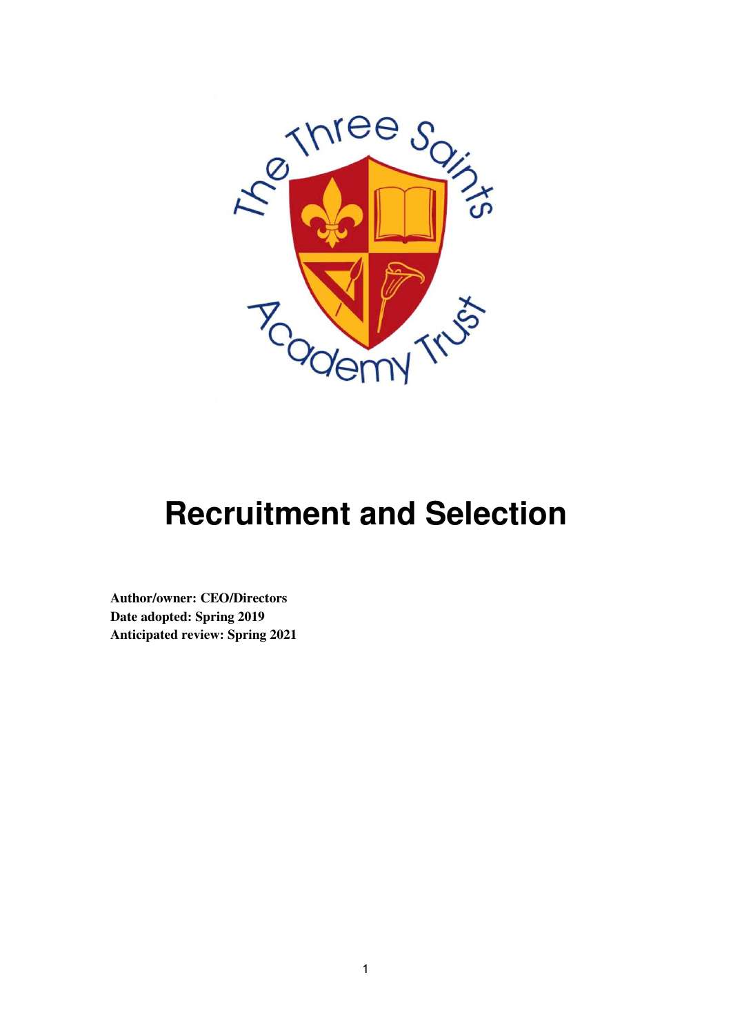# Recruitment and Selection

**Author/owner: CEO/Directors**
**Date adopted: Spring 2019**
**Anticipated review: Spring 2021**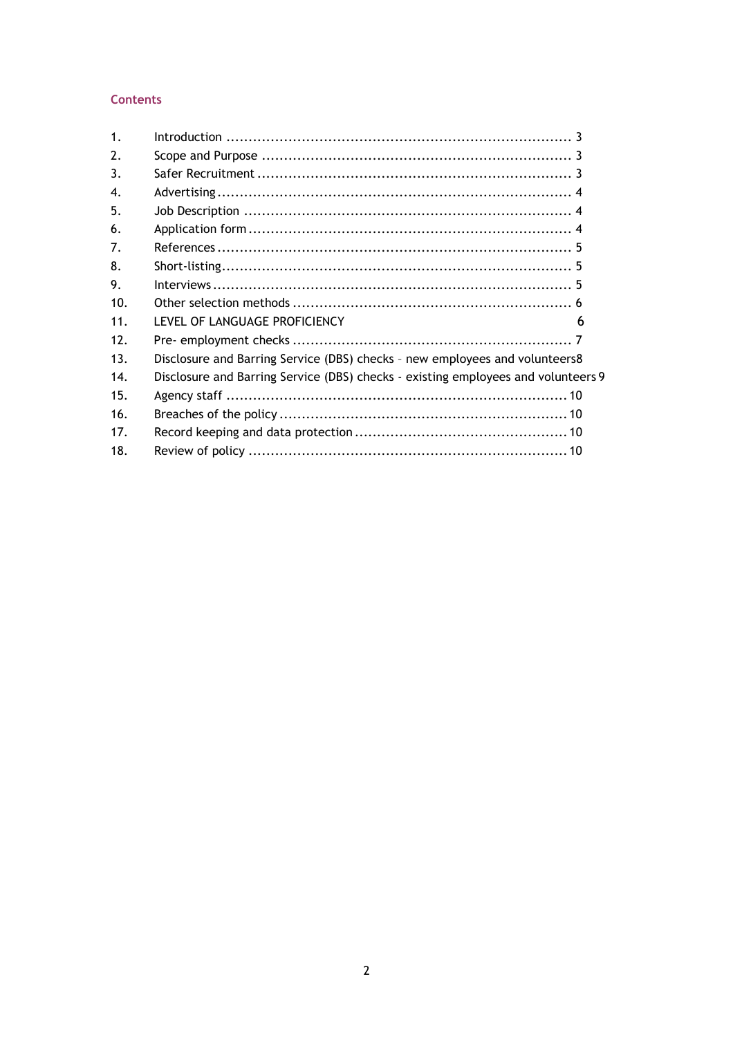## Contents

1. Introduction ........................................................................... 3
2. Scope and Purpose ..................................................................... 3
3. Safer Recruitment ...................................................................... 3
4. Advertising ............................................................................... 4
5. Job Description ......................................................................... 4
6. Application form ........................................................................ 4
7. References ............................................................................... 5
8. Short-listing .............................................................................. 5
9. Interviews ................................................................................ 5
10. Other selection methods .............................................................. 6
11. LEVEL OF LANGUAGE PROFICIENCY 6
12. Pre- employment checks .............................................................. 7
13. Disclosure and Barring Service (DBS) checks – new employees and volunteers8
14. Disclosure and Barring Service (DBS) checks - existing employees and volunteers 9
15. Agency staff ............................................................................ 10
16. Breaches of the policy ................................................................ 10
17. Record keeping and data protection ............................................... 10
18. Review of policy ....................................................................... 10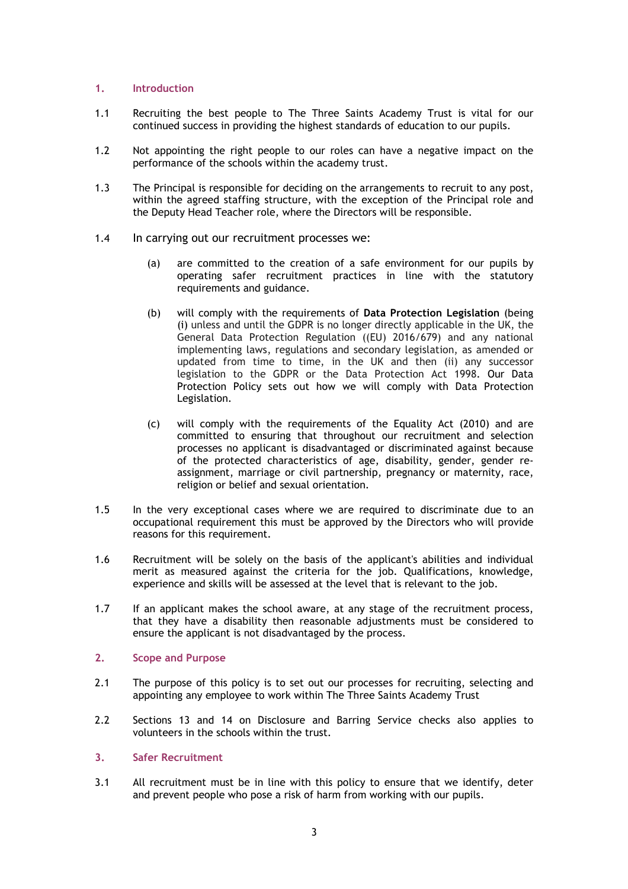## 1. Introduction

1.1 Recruiting the best people to The Three Saints Academy Trust is vital for our continued success in providing the highest standards of education to our pupils.

1.2 Not appointing the right people to our roles can have a negative impact on the performance of the schools within the academy trust.

1.3 The Principal is responsible for deciding on the arrangements to recruit to any post, within the agreed staffing structure, with the exception of the Principal role and the Deputy Head Teacher role, where the Directors will be responsible.

1.4 In carrying out our recruitment processes we:

(a) are committed to the creation of a safe environment for our pupils by operating safer recruitment practices in line with the statutory requirements and guidance.

(b) will comply with the requirements of **Data Protection Legislation** (being (i) unless and until the GDPR is no longer directly applicable in the UK, the General Data Protection Regulation ((EU) 2016/679) and any national implementing laws, regulations and secondary legislation, as amended or updated from time to time, in the UK and then (ii) any successor legislation to the GDPR or the Data Protection Act 1998. Our Data Protection Policy sets out how we will comply with Data Protection Legislation.

(c) will comply with the requirements of the Equality Act (2010) and are committed to ensuring that throughout our recruitment and selection processes no applicant is disadvantaged or discriminated against because of the protected characteristics of age, disability, gender, gender re-assignment, marriage or civil partnership, pregnancy or maternity, race, religion or belief and sexual orientation.

1.5 In the very exceptional cases where we are required to discriminate due to an occupational requirement this must be approved by the Directors who will provide reasons for this requirement.

1.6 Recruitment will be solely on the basis of the applicant's abilities and individual merit as measured against the criteria for the job. Qualifications, knowledge, experience and skills will be assessed at the level that is relevant to the job.

1.7 If an applicant makes the school aware, at any stage of the recruitment process, that they have a disability then reasonable adjustments must be considered to ensure the applicant is not disadvantaged by the process.

## 2. Scope and Purpose

2.1 The purpose of this policy is to set out our processes for recruiting, selecting and appointing any employee to work within The Three Saints Academy Trust

2.2 Sections 13 and 14 on Disclosure and Barring Service checks also applies to volunteers in the schools within the trust.

## 3. Safer Recruitment

3.1 All recruitment must be in line with this policy to ensure that we identify, deter and prevent people who pose a risk of harm from working with our pupils.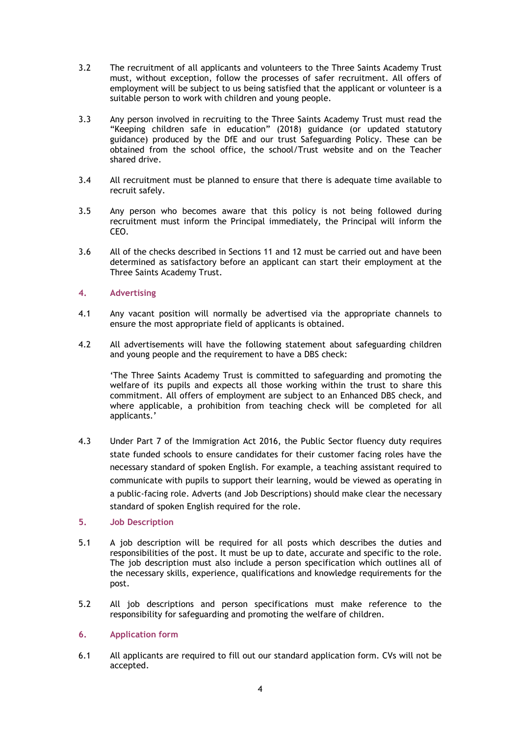3.2 The recruitment of all applicants and volunteers to the Three Saints Academy Trust must, without exception, follow the processes of safer recruitment. All offers of employment will be subject to us being satisfied that the applicant or volunteer is a suitable person to work with children and young people.

3.3 Any person involved in recruiting to the Three Saints Academy Trust must read the "Keeping children safe in education" (2018) guidance (or updated statutory guidance) produced by the DfE and our trust Safeguarding Policy. These can be obtained from the school office, the school/Trust website and on the Teacher shared drive.

3.4 All recruitment must be planned to ensure that there is adequate time available to recruit safely.

3.5 Any person who becomes aware that this policy is not being followed during recruitment must inform the Principal immediately, the Principal will inform the CEO.

3.6 All of the checks described in Sections 11 and 12 must be carried out and have been determined as satisfactory before an applicant can start their employment at the Three Saints Academy Trust.

## 4. Advertising

4.1 Any vacant position will normally be advertised via the appropriate channels to ensure the most appropriate field of applicants is obtained.

4.2 All advertisements will have the following statement about safeguarding children and young people and the requirement to have a DBS check:

> 'The Three Saints Academy Trust is committed to safeguarding and promoting the welfare of its pupils and expects all those working within the trust to share this commitment. All offers of employment are subject to an Enhanced DBS check, and where applicable, a prohibition from teaching check will be completed for all applicants.'

4.3 Under Part 7 of the Immigration Act 2016, the Public Sector fluency duty requires state funded schools to ensure candidates for their customer facing roles have the necessary standard of spoken English. For example, a teaching assistant required to communicate with pupils to support their learning, would be viewed as operating in a public-facing role. Adverts (and Job Descriptions) should make clear the necessary standard of spoken English required for the role.

## 5. Job Description

5.1 A job description will be required for all posts which describes the duties and responsibilities of the post. It must be up to date, accurate and specific to the role. The job description must also include a person specification which outlines all of the necessary skills, experience, qualifications and knowledge requirements for the post.

5.2 All job descriptions and person specifications must make reference to the responsibility for safeguarding and promoting the welfare of children.

## 6. Application form

6.1 All applicants are required to fill out our standard application form. CVs will not be accepted.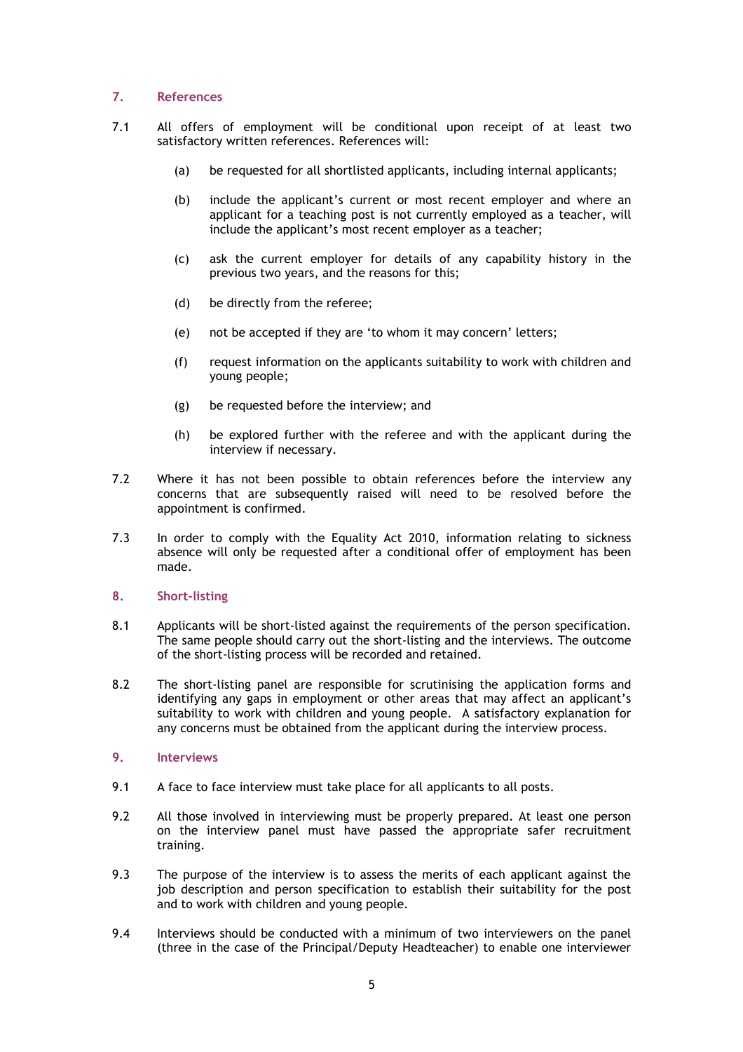## 7. References

7.1 All offers of employment will be conditional upon receipt of at least two satisfactory written references. References will:

- (a) be requested for all shortlisted applicants, including internal applicants;
- (b) include the applicant's current or most recent employer and where an applicant for a teaching post is not currently employed as a teacher, will include the applicant's most recent employer as a teacher;
- (c) ask the current employer for details of any capability history in the previous two years, and the reasons for this;
- (d) be directly from the referee;
- (e) not be accepted if they are 'to whom it may concern' letters;
- (f) request information on the applicants suitability to work with children and young people;
- (g) be requested before the interview; and
- (h) be explored further with the referee and with the applicant during the interview if necessary.

7.2 Where it has not been possible to obtain references before the interview any concerns that are subsequently raised will need to be resolved before the appointment is confirmed.

7.3 In order to comply with the Equality Act 2010, information relating to sickness absence will only be requested after a conditional offer of employment has been made.

## 8. Short-listing

8.1 Applicants will be short-listed against the requirements of the person specification. The same people should carry out the short-listing and the interviews. The outcome of the short-listing process will be recorded and retained.

8.2 The short-listing panel are responsible for scrutinising the application forms and identifying any gaps in employment or other areas that may affect an applicant's suitability to work with children and young people. A satisfactory explanation for any concerns must be obtained from the applicant during the interview process.

## 9. Interviews

9.1 A face to face interview must take place for all applicants to all posts.

9.2 All those involved in interviewing must be properly prepared. At least one person on the interview panel must have passed the appropriate safer recruitment training.

9.3 The purpose of the interview is to assess the merits of each applicant against the job description and person specification to establish their suitability for the post and to work with children and young people.

9.4 Interviews should be conducted with a minimum of two interviewers on the panel (three in the case of the Principal/Deputy Headteacher) to enable one interviewer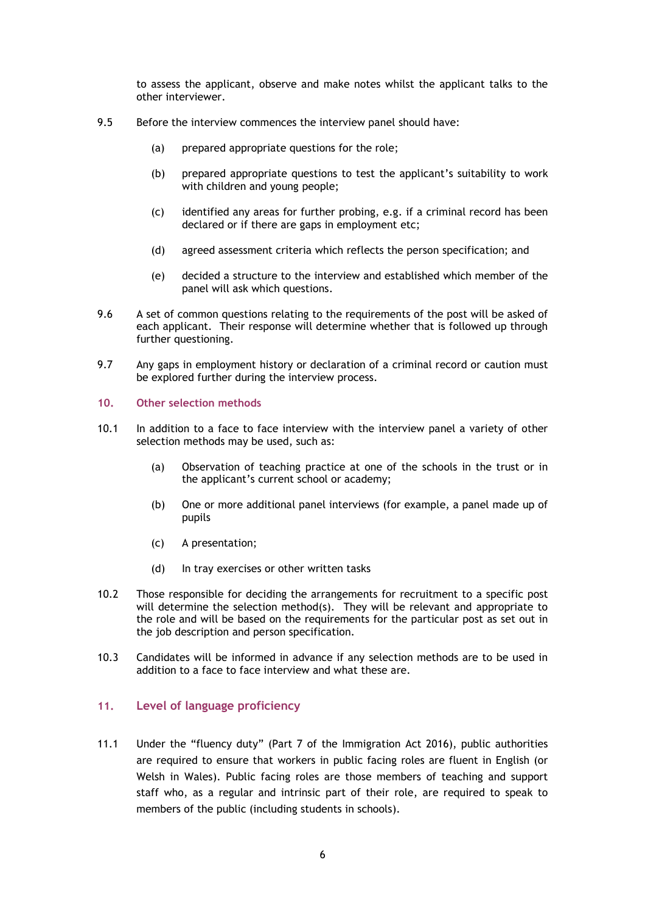to assess the applicant, observe and make notes whilst the applicant talks to the other interviewer.

9.5 Before the interview commences the interview panel should have:

(a) prepared appropriate questions for the role;

(b) prepared appropriate questions to test the applicant's suitability to work with children and young people;

(c) identified any areas for further probing, e.g. if a criminal record has been declared or if there are gaps in employment etc;

(d) agreed assessment criteria which reflects the person specification; and

(e) decided a structure to the interview and established which member of the panel will ask which questions.

9.6 A set of common questions relating to the requirements of the post will be asked of each applicant. Their response will determine whether that is followed up through further questioning.

9.7 Any gaps in employment history or declaration of a criminal record or caution must be explored further during the interview process.

## 10. Other selection methods

10.1 In addition to a face to face interview with the interview panel a variety of other selection methods may be used, such as:

(a) Observation of teaching practice at one of the schools in the trust or in the applicant's current school or academy;

(b) One or more additional panel interviews (for example, a panel made up of pupils

(c) A presentation;

(d) In tray exercises or other written tasks

10.2 Those responsible for deciding the arrangements for recruitment to a specific post will determine the selection method(s). They will be relevant and appropriate to the role and will be based on the requirements for the particular post as set out in the job description and person specification.

10.3 Candidates will be informed in advance if any selection methods are to be used in addition to a face to face interview and what these are.

## 11. Level of language proficiency

11.1 Under the "fluency duty" (Part 7 of the Immigration Act 2016), public authorities are required to ensure that workers in public facing roles are fluent in English (or Welsh in Wales). Public facing roles are those members of teaching and support staff who, as a regular and intrinsic part of their role, are required to speak to members of the public (including students in schools).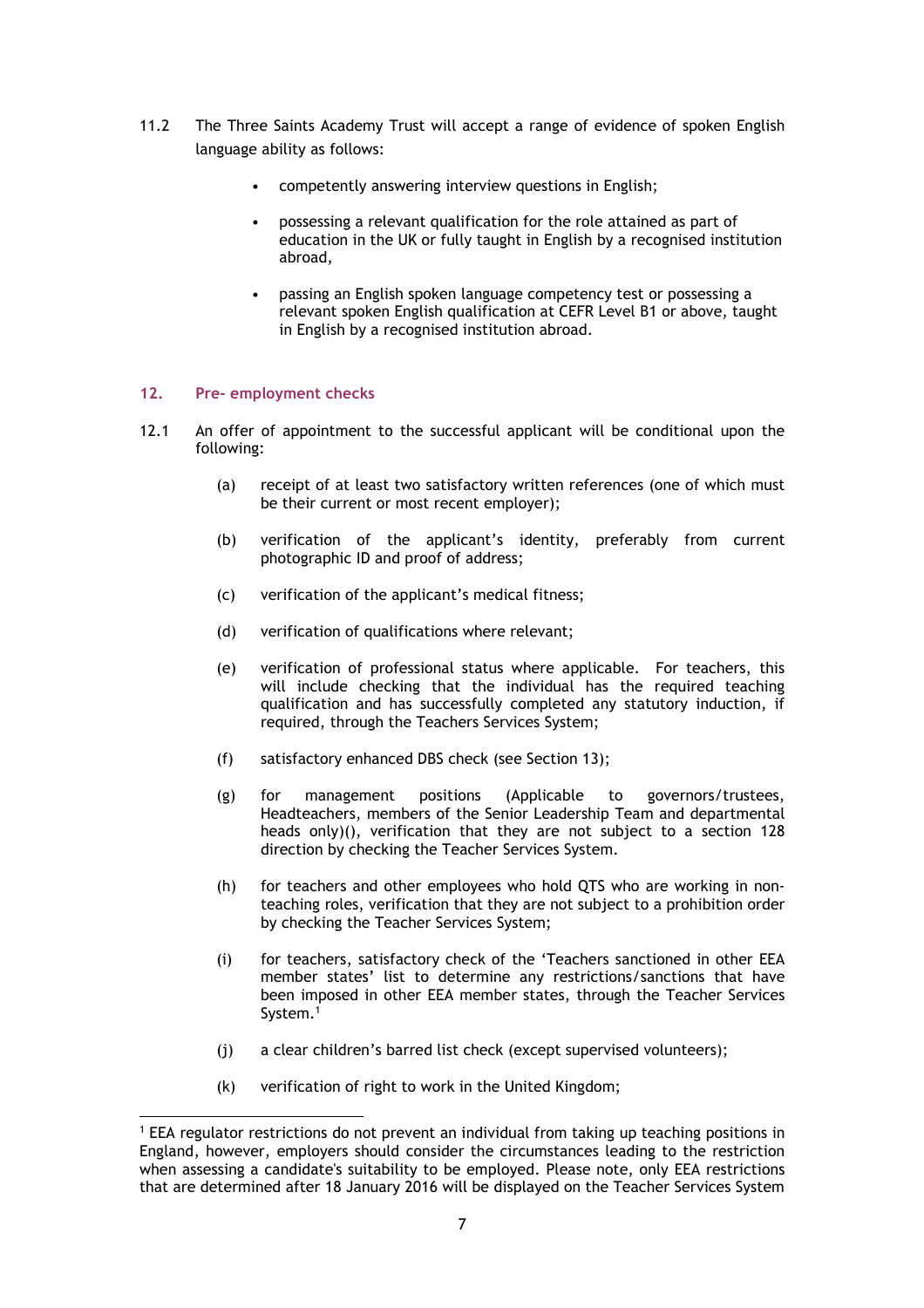11.2 The Three Saints Academy Trust will accept a range of evidence of spoken English language ability as follows:

- competently answering interview questions in English;
- possessing a relevant qualification for the role attained as part of education in the UK or fully taught in English by a recognised institution abroad,
- passing an English spoken language competency test or possessing a relevant spoken English qualification at CEFR Level B1 or above, taught in English by a recognised institution abroad.

## 12. Pre- employment checks

12.1 An offer of appointment to the successful applicant will be conditional upon the following:

(a) receipt of at least two satisfactory written references (one of which must be their current or most recent employer);

(b) verification of the applicant's identity, preferably from current photographic ID and proof of address;

(c) verification of the applicant's medical fitness;

(d) verification of qualifications where relevant;

(e) verification of professional status where applicable. For teachers, this will include checking that the individual has the required teaching qualification and has successfully completed any statutory induction, if required, through the Teachers Services System;

(f) satisfactory enhanced DBS check (see Section 13);

(g) for management positions (Applicable to governors/trustees, Headteachers, members of the Senior Leadership Team and departmental heads only)(), verification that they are not subject to a section 128 direction by checking the Teacher Services System.

(h) for teachers and other employees who hold QTS who are working in non-teaching roles, verification that they are not subject to a prohibition order by checking the Teacher Services System;

(i) for teachers, satisfactory check of the 'Teachers sanctioned in other EEA member states' list to determine any restrictions/sanctions that have been imposed in other EEA member states, through the Teacher Services System.[1]

(j) a clear children's barred list check (except supervised volunteers);

(k) verification of right to work in the United Kingdom;

---

[1] EEA regulator restrictions do not prevent an individual from taking up teaching positions in England, however, employers should consider the circumstances leading to the restriction when assessing a candidate's suitability to be employed. Please note, only EEA restrictions that are determined after 18 January 2016 will be displayed on the Teacher Services System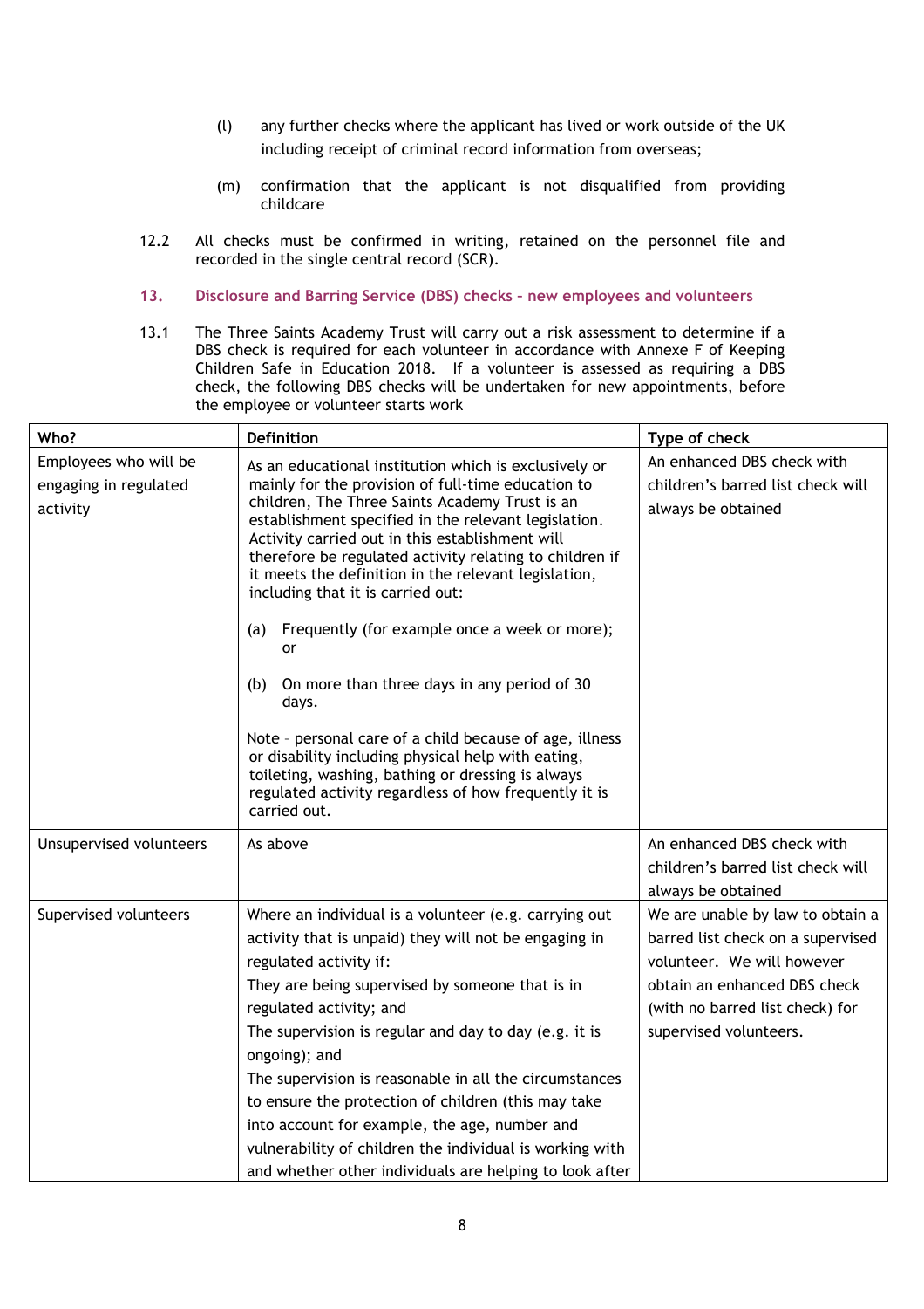(l) any further checks where the applicant has lived or work outside of the UK including receipt of criminal record information from overseas;

(m) confirmation that the applicant is not disqualified from providing childcare

12.2 All checks must be confirmed in writing, retained on the personnel file and recorded in the single central record (SCR).

## 13. Disclosure and Barring Service (DBS) checks – new employees and volunteers

13.1 The Three Saints Academy Trust will carry out a risk assessment to determine if a DBS check is required for each volunteer in accordance with Annexe F of Keeping Children Safe in Education 2018. If a volunteer is assessed as requiring a DBS check, the following DBS checks will be undertaken for new appointments, before the employee or volunteer starts work

| Who? | Definition | Type of check |
|---|---|---|
| Employees who will be engaging in regulated activity | As an educational institution which is exclusively or mainly for the provision of full-time education to children, The Three Saints Academy Trust is an establishment specified in the relevant legislation. Activity carried out in this establishment will therefore be regulated activity relating to children if it meets the definition in the relevant legislation, including that it is carried out:<br><br>(a) Frequently (for example once a week or more); or<br><br>(b) On more than three days in any period of 30 days.<br><br>Note – personal care of a child because of age, illness or disability including physical help with eating, toileting, washing, bathing or dressing is always regulated activity regardless of how frequently it is carried out. | An enhanced DBS check with children's barred list check will always be obtained |
| Unsupervised volunteers | As above | An enhanced DBS check with children's barred list check will always be obtained |
| Supervised volunteers | Where an individual is a volunteer (e.g. carrying out activity that is unpaid) they will not be engaging in regulated activity if:<br>They are being supervised by someone that is in regulated activity; and<br>The supervision is regular and day to day (e.g. it is ongoing); and<br>The supervision is reasonable in all the circumstances to ensure the protection of children (this may take into account for example, the age, number and vulnerability of children the individual is working with and whether other individuals are helping to look after | We are unable by law to obtain a barred list check on a supervised volunteer. We will however obtain an enhanced DBS check (with no barred list check) for supervised volunteers. |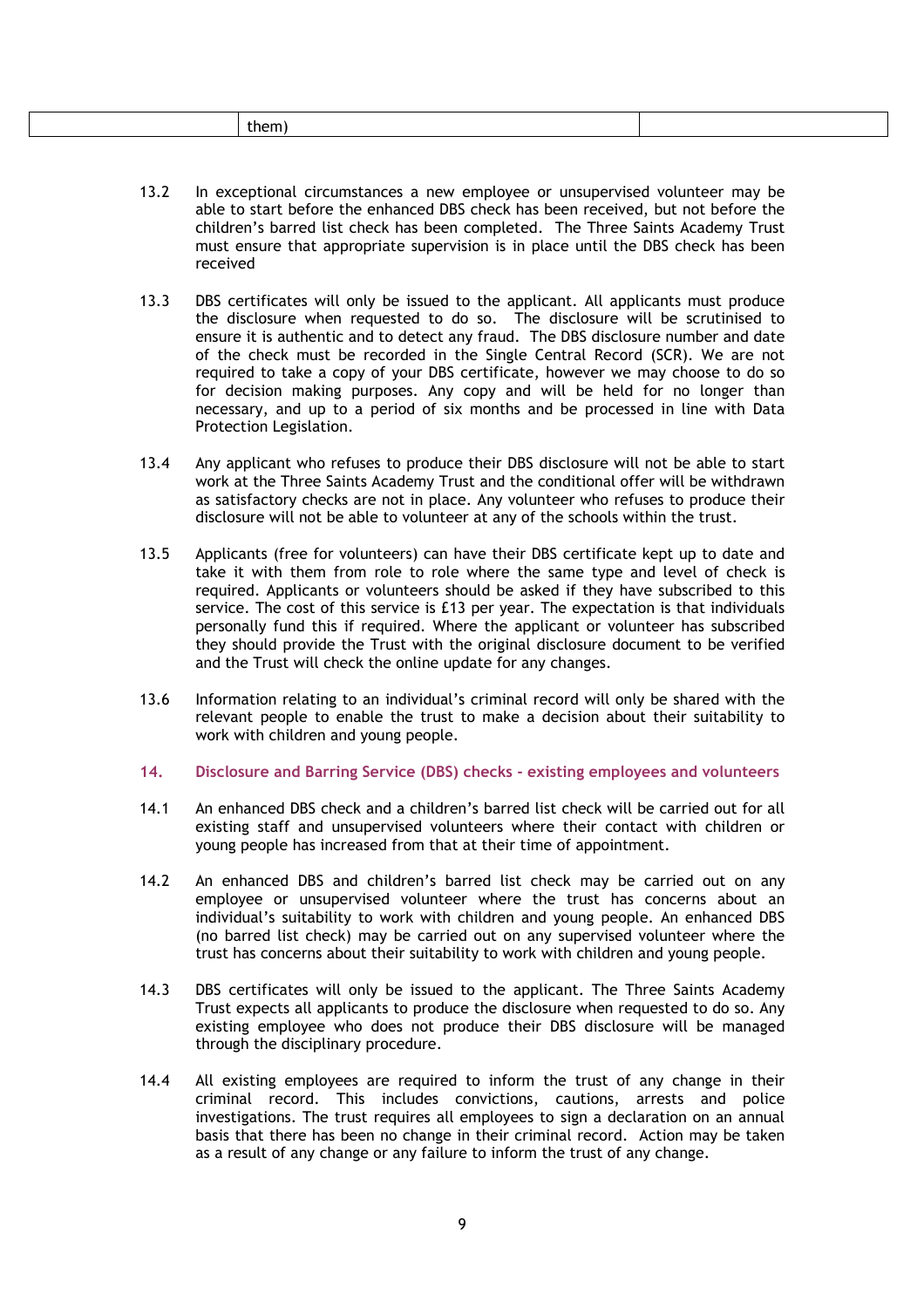| | them) | |
|---|---|---|

13.2 In exceptional circumstances a new employee or unsupervised volunteer may be able to start before the enhanced DBS check has been received, but not before the children's barred list check has been completed. The Three Saints Academy Trust must ensure that appropriate supervision is in place until the DBS check has been received

13.3 DBS certificates will only be issued to the applicant. All applicants must produce the disclosure when requested to do so. The disclosure will be scrutinised to ensure it is authentic and to detect any fraud. The DBS disclosure number and date of the check must be recorded in the Single Central Record (SCR). We are not required to take a copy of your DBS certificate, however we may choose to do so for decision making purposes. Any copy and will be held for no longer than necessary, and up to a period of six months and be processed in line with Data Protection Legislation.

13.4 Any applicant who refuses to produce their DBS disclosure will not be able to start work at the Three Saints Academy Trust and the conditional offer will be withdrawn as satisfactory checks are not in place. Any volunteer who refuses to produce their disclosure will not be able to volunteer at any of the schools within the trust.

13.5 Applicants (free for volunteers) can have their DBS certificate kept up to date and take it with them from role to role where the same type and level of check is required. Applicants or volunteers should be asked if they have subscribed to this service. The cost of this service is £13 per year. The expectation is that individuals personally fund this if required. Where the applicant or volunteer has subscribed they should provide the Trust with the original disclosure document to be verified and the Trust will check the online update for any changes.

13.6 Information relating to an individual's criminal record will only be shared with the relevant people to enable the trust to make a decision about their suitability to work with children and young people.

## 14. Disclosure and Barring Service (DBS) checks - existing employees and volunteers

14.1 An enhanced DBS check and a children's barred list check will be carried out for all existing staff and unsupervised volunteers where their contact with children or young people has increased from that at their time of appointment.

14.2 An enhanced DBS and children's barred list check may be carried out on any employee or unsupervised volunteer where the trust has concerns about an individual's suitability to work with children and young people. An enhanced DBS (no barred list check) may be carried out on any supervised volunteer where the trust has concerns about their suitability to work with children and young people.

14.3 DBS certificates will only be issued to the applicant. The Three Saints Academy Trust expects all applicants to produce the disclosure when requested to do so. Any existing employee who does not produce their DBS disclosure will be managed through the disciplinary procedure.

14.4 All existing employees are required to inform the trust of any change in their criminal record. This includes convictions, cautions, arrests and police investigations. The trust requires all employees to sign a declaration on an annual basis that there has been no change in their criminal record. Action may be taken as a result of any change or any failure to inform the trust of any change.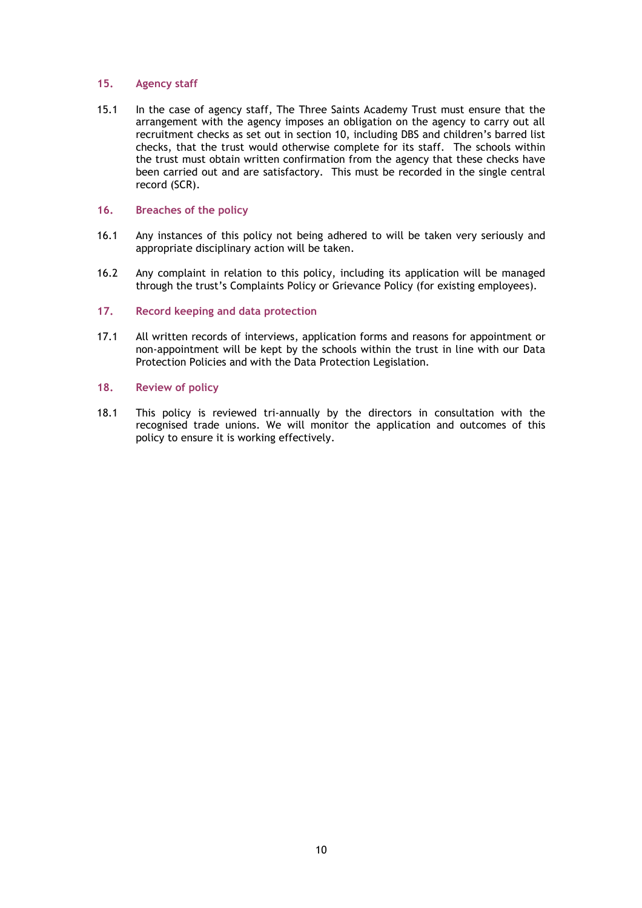## 15. Agency staff

15.1 In the case of agency staff, The Three Saints Academy Trust must ensure that the arrangement with the agency imposes an obligation on the agency to carry out all recruitment checks as set out in section 10, including DBS and children's barred list checks, that the trust would otherwise complete for its staff. The schools within the trust must obtain written confirmation from the agency that these checks have been carried out and are satisfactory. This must be recorded in the single central record (SCR).

## 16. Breaches of the policy

16.1 Any instances of this policy not being adhered to will be taken very seriously and appropriate disciplinary action will be taken.

16.2 Any complaint in relation to this policy, including its application will be managed through the trust's Complaints Policy or Grievance Policy (for existing employees).

## 17. Record keeping and data protection

17.1 All written records of interviews, application forms and reasons for appointment or non-appointment will be kept by the schools within the trust in line with our Data Protection Policies and with the Data Protection Legislation.

## 18. Review of policy

18.1 This policy is reviewed tri-annually by the directors in consultation with the recognised trade unions. We will monitor the application and outcomes of this policy to ensure it is working effectively.